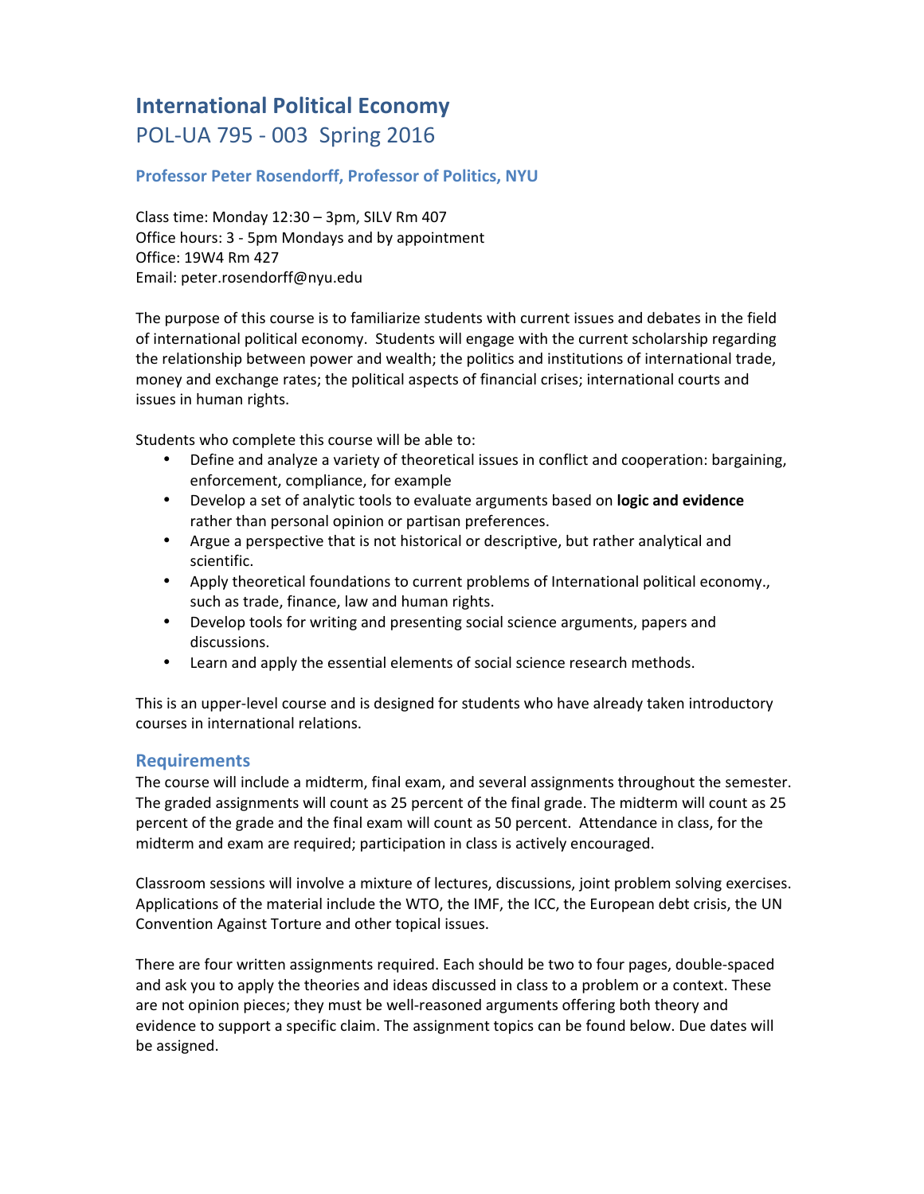# International Political Economy

## POL-UA 795 - 003 Spring 2016

### Professor Peter Rosendorff, Professor of Politics, NYU

Class time: Monday 12:30 – 3pm, SILV Rm 407
Office hours: 3 - 5pm Mondays and by appointment
Office: 19W4 Rm 427
Email: peter.rosendorff@nyu.edu

The purpose of this course is to familiarize students with current issues and debates in the field of international political economy. Students will engage with the current scholarship regarding the relationship between power and wealth; the politics and institutions of international trade, money and exchange rates; the political aspects of financial crises; international courts and issues in human rights.

Students who complete this course will be able to:

- Define and analyze a variety of theoretical issues in conflict and cooperation: bargaining, enforcement, compliance, for example
- Develop a set of analytic tools to evaluate arguments based on **logic and evidence** rather than personal opinion or partisan preferences.
- Argue a perspective that is not historical or descriptive, but rather analytical and scientific.
- Apply theoretical foundations to current problems of International political economy., such as trade, finance, law and human rights.
- Develop tools for writing and presenting social science arguments, papers and discussions.
- Learn and apply the essential elements of social science research methods.

This is an upper-level course and is designed for students who have already taken introductory courses in international relations.

## Requirements

The course will include a midterm, final exam, and several assignments throughout the semester. The graded assignments will count as 25 percent of the final grade. The midterm will count as 25 percent of the grade and the final exam will count as 50 percent. Attendance in class, for the midterm and exam are required; participation in class is actively encouraged.

Classroom sessions will involve a mixture of lectures, discussions, joint problem solving exercises. Applications of the material include the WTO, the IMF, the ICC, the European debt crisis, the UN Convention Against Torture and other topical issues.

There are four written assignments required. Each should be two to four pages, double-spaced and ask you to apply the theories and ideas discussed in class to a problem or a context. These are not opinion pieces; they must be well-reasoned arguments offering both theory and evidence to support a specific claim. The assignment topics can be found below. Due dates will be assigned.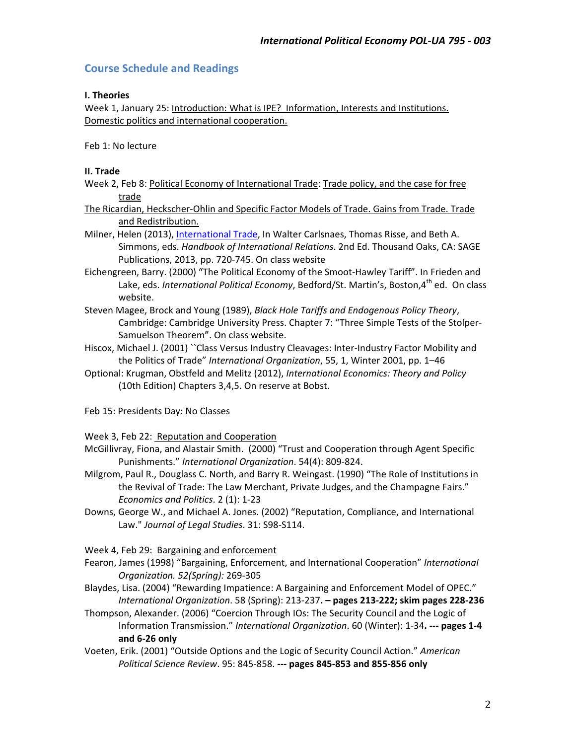## Course Schedule and Readings

**I. Theories**

Week 1, January 25: Introduction: What is IPE? Information, Interests and Institutions. Domestic politics and international cooperation.

Feb 1: No lecture

**II. Trade**

Week 2, Feb 8: Political Economy of International Trade: Trade policy, and the case for free trade

The Ricardian, Heckscher-Ohlin and Specific Factor Models of Trade. Gains from Trade. Trade and Redistribution.

Milner, Helen (2013), International Trade, In Walter Carlsnaes, Thomas Risse, and Beth A. Simmons, eds. *Handbook of International Relations*. 2nd Ed. Thousand Oaks, CA: SAGE Publications, 2013, pp. 720-745. On class website

Eichengreen, Barry. (2000) "The Political Economy of the Smoot-Hawley Tariff". In Frieden and Lake, eds. *International Political Economy*, Bedford/St. Martin's, Boston, 4th ed. On class website.

Steven Magee, Brock and Young (1989), *Black Hole Tariffs and Endogenous Policy Theory*, Cambridge: Cambridge University Press. Chapter 7: "Three Simple Tests of the Stolper-Samuelson Theorem". On class website.

Hiscox, Michael J. (2001) ``Class Versus Industry Cleavages: Inter-Industry Factor Mobility and the Politics of Trade" *International Organization*, 55, 1, Winter 2001, pp. 1–46

Optional: Krugman, Obstfeld and Melitz (2012), *International Economics: Theory and Policy* (10th Edition) Chapters 3,4,5. On reserve at Bobst.

Feb 15: Presidents Day: No Classes

Week 3, Feb 22: Reputation and Cooperation

McGillivray, Fiona, and Alastair Smith. (2000) "Trust and Cooperation through Agent Specific Punishments." *International Organization*. 54(4): 809-824.

Milgrom, Paul R., Douglass C. North, and Barry R. Weingast. (1990) "The Role of Institutions in the Revival of Trade: The Law Merchant, Private Judges, and the Champagne Fairs." *Economics and Politics*. 2 (1): 1-23

Downs, George W., and Michael A. Jones. (2002) "Reputation, Compliance, and International Law." *Journal of Legal Studies*. 31: S98-S114.

Week 4, Feb 29: Bargaining and enforcement

Fearon, James (1998) "Bargaining, Enforcement, and International Cooperation" *International Organization. 52(Spring):* 269-305

Blaydes, Lisa. (2004) "Rewarding Impatience: A Bargaining and Enforcement Model of OPEC." *International Organization*. 58 (Spring): 213-237**. – pages 213-222; skim pages 228-236**

Thompson, Alexander. (2006) "Coercion Through IOs: The Security Council and the Logic of Information Transmission." *International Organization*. 60 (Winter): 1-34**. --- pages 1-4 and 6-26 only**

Voeten, Erik. (2001) "Outside Options and the Logic of Security Council Action." *American Political Science Review*. 95: 845-858. **--- pages 845-853 and 855-856 only**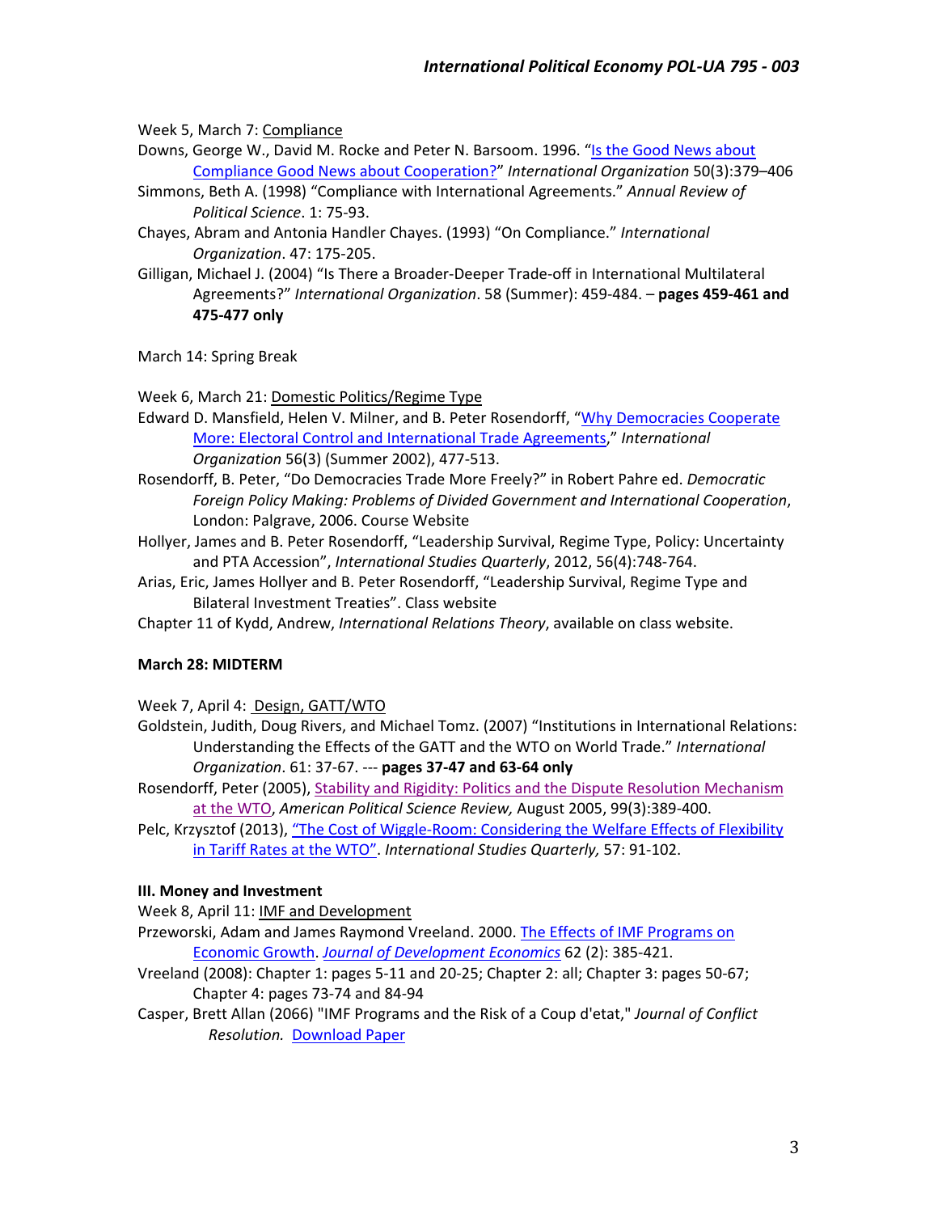Week 5, March 7: Compliance

Downs, George W., David M. Rocke and Peter N. Barsoom. 1996. "Is the Good News about Compliance Good News about Cooperation?" *International Organization* 50(3):379–406

Simmons, Beth A. (1998) "Compliance with International Agreements." *Annual Review of Political Science*. 1: 75-93.

Chayes, Abram and Antonia Handler Chayes. (1993) "On Compliance." *International Organization*. 47: 175-205.

Gilligan, Michael J. (2004) "Is There a Broader-Deeper Trade-off in International Multilateral Agreements?" *International Organization*. 58 (Summer): 459-484. – **pages 459-461 and 475-477 only**

March 14: Spring Break

Week 6, March 21: Domestic Politics/Regime Type

Edward D. Mansfield, Helen V. Milner, and B. Peter Rosendorff, "Why Democracies Cooperate More: Electoral Control and International Trade Agreements," *International Organization* 56(3) (Summer 2002), 477-513.

Rosendorff, B. Peter, "Do Democracies Trade More Freely?" in Robert Pahre ed. *Democratic Foreign Policy Making: Problems of Divided Government and International Cooperation*, London: Palgrave, 2006. Course Website

Hollyer, James and B. Peter Rosendorff, "Leadership Survival, Regime Type, Policy: Uncertainty and PTA Accession", *International Studies Quarterly*, 2012, 56(4):748-764.

Arias, Eric, James Hollyer and B. Peter Rosendorff, "Leadership Survival, Regime Type and Bilateral Investment Treaties". Class website

Chapter 11 of Kydd, Andrew, *International Relations Theory*, available on class website.

**March 28: MIDTERM**

Week 7, April 4: Design, GATT/WTO

Goldstein, Judith, Doug Rivers, and Michael Tomz. (2007) "Institutions in International Relations: Understanding the Effects of the GATT and the WTO on World Trade." *International Organization*. 61: 37-67. --- **pages 37-47 and 63-64 only**

Rosendorff, Peter (2005), Stability and Rigidity: Politics and the Dispute Resolution Mechanism at the WTO, *American Political Science Review,* August 2005, 99(3):389-400.

Pelc, Krzysztof (2013), "The Cost of Wiggle-Room: Considering the Welfare Effects of Flexibility in Tariff Rates at the WTO". *International Studies Quarterly,* 57: 91-102.

**III. Money and Investment**

Week 8, April 11: IMF and Development

Przeworski, Adam and James Raymond Vreeland. 2000. The Effects of IMF Programs on Economic Growth. *Journal of Development Economics* 62 (2): 385-421.

Vreeland (2008): Chapter 1: pages 5-11 and 20-25; Chapter 2: all; Chapter 3: pages 50-67; Chapter 4: pages 73-74 and 84-94

Casper, Brett Allan (2066) "IMF Programs and the Risk of a Coup d'etat," *Journal of Conflict Resolution.* Download Paper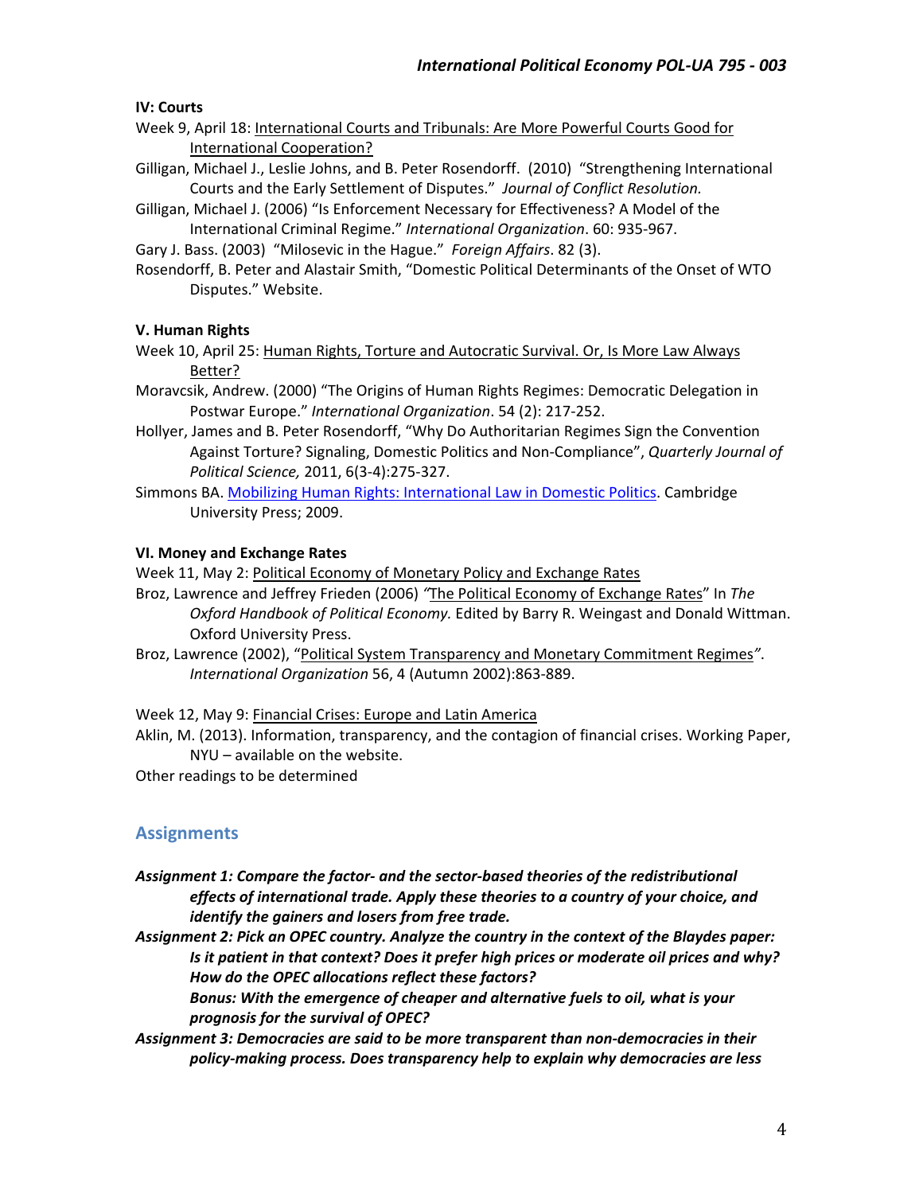**IV: Courts**

Week 9, April 18: International Courts and Tribunals: Are More Powerful Courts Good for International Cooperation?

Gilligan, Michael J., Leslie Johns, and B. Peter Rosendorff. (2010) "Strengthening International Courts and the Early Settlement of Disputes." *Journal of Conflict Resolution.*

Gilligan, Michael J. (2006) "Is Enforcement Necessary for Effectiveness? A Model of the International Criminal Regime." *International Organization*. 60: 935-967.

Gary J. Bass. (2003) "Milosevic in the Hague." *Foreign Affairs*. 82 (3).

Rosendorff, B. Peter and Alastair Smith, "Domestic Political Determinants of the Onset of WTO Disputes." Website.

**V. Human Rights**

Week 10, April 25: Human Rights, Torture and Autocratic Survival. Or, Is More Law Always Better?

Moravcsik, Andrew. (2000) "The Origins of Human Rights Regimes: Democratic Delegation in Postwar Europe." *International Organization*. 54 (2): 217-252.

Hollyer, James and B. Peter Rosendorff, "Why Do Authoritarian Regimes Sign the Convention Against Torture? Signaling, Domestic Politics and Non-Compliance", *Quarterly Journal of Political Science,* 2011, 6(3-4):275-327.

Simmons BA. Mobilizing Human Rights: International Law in Domestic Politics. Cambridge University Press; 2009.

**VI. Money and Exchange Rates**

Week 11, May 2: Political Economy of Monetary Policy and Exchange Rates

Broz, Lawrence and Jeffrey Frieden (2006) "The Political Economy of Exchange Rates" In *The Oxford Handbook of Political Economy.* Edited by Barry R. Weingast and Donald Wittman. Oxford University Press.

Broz, Lawrence (2002), "Political System Transparency and Monetary Commitment Regimes". *International Organization* 56, 4 (Autumn 2002):863-889.

Week 12, May 9: Financial Crises: Europe and Latin America

Aklin, M. (2013). Information, transparency, and the contagion of financial crises. Working Paper, NYU – available on the website.

Other readings to be determined

## Assignments

***Assignment 1: Compare the factor- and the sector-based theories of the redistributional effects of international trade. Apply these theories to a country of your choice, and identify the gainers and losers from free trade.***

***Assignment 2: Pick an OPEC country. Analyze the country in the context of the Blaydes paper: Is it patient in that context? Does it prefer high prices or moderate oil prices and why? How do the OPEC allocations reflect these factors?***

***Bonus: With the emergence of cheaper and alternative fuels to oil, what is your prognosis for the survival of OPEC?***

***Assignment 3: Democracies are said to be more transparent than non-democracies in their policy-making process. Does transparency help to explain why democracies are less***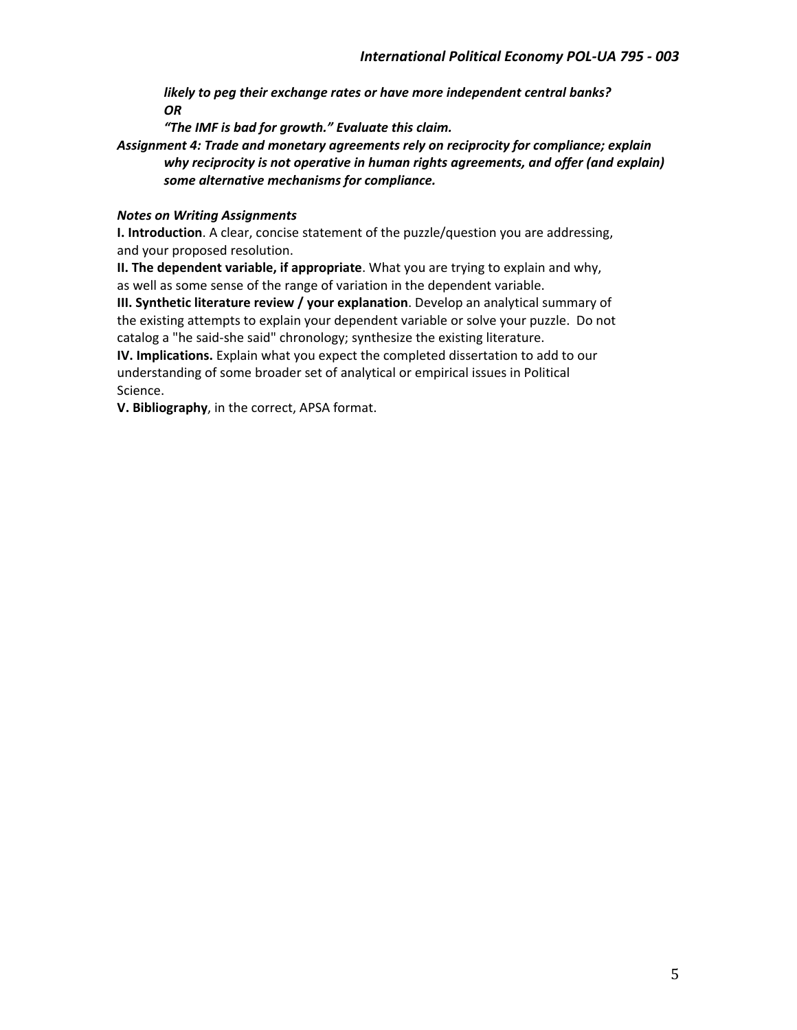***likely to peg their exchange rates or have more independent central banks?***
***OR***
***"The IMF is bad for growth." Evaluate this claim.***

***Assignment 4: Trade and monetary agreements rely on reciprocity for compliance; explain why reciprocity is not operative in human rights agreements, and offer (and explain) some alternative mechanisms for compliance.***

***Notes on Writing Assignments***

**I. Introduction**. A clear, concise statement of the puzzle/question you are addressing, and your proposed resolution.

**II. The dependent variable, if appropriate**. What you are trying to explain and why, as well as some sense of the range of variation in the dependent variable.

**III. Synthetic literature review / your explanation**. Develop an analytical summary of the existing attempts to explain your dependent variable or solve your puzzle. Do not catalog a "he said-she said" chronology; synthesize the existing literature.

**IV. Implications.** Explain what you expect the completed dissertation to add to our understanding of some broader set of analytical or empirical issues in Political Science.

**V. Bibliography**, in the correct, APSA format.